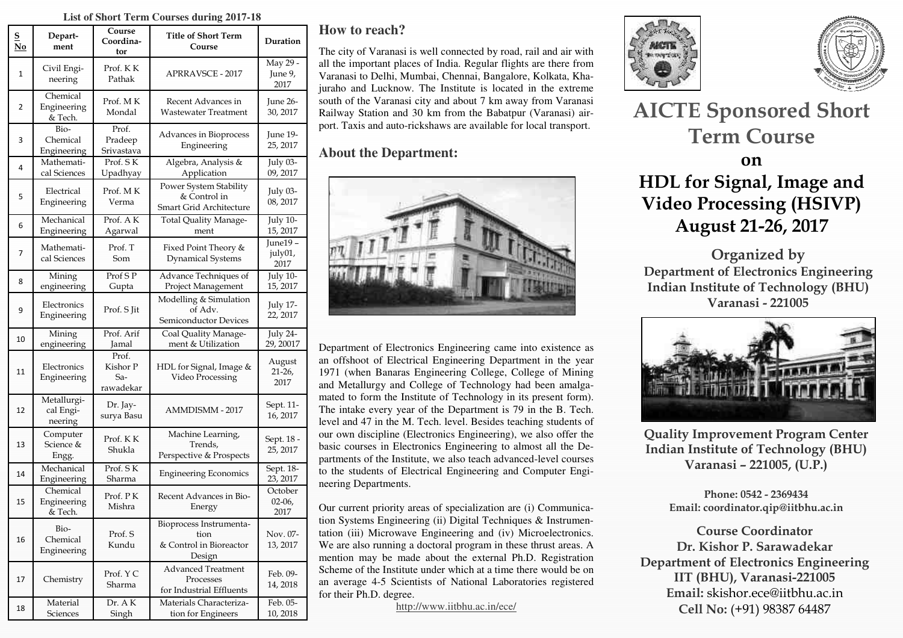**List of Short Term Courses during 2017-18**

| S No | Department | Course Coordinator | Title of Short Term Course | Duration |
|---|---|---|---|---|
| 1 | Civil Engineering | Prof. K K Pathak | APRRAVSCE - 2017 | May 29 - June 9, 2017 |
| 2 | Chemical Engineering & Tech. | Prof. M K Mondal | Recent Advances in Wastewater Treatment | June 26-30, 2017 |
| 3 | Bio-Chemical Engineering | Prof. Pradeep Srivastava | Advances in Bioprocess Engineering | June 19-25, 2017 |
| 4 | Mathematical Sciences | Prof. S K Upadhyay | Algebra, Analysis & Application | July 03-09, 2017 |
| 5 | Electrical Engineering | Prof. M K Verma | Power System Stability & Control in Smart Grid Architecture | July 03-08, 2017 |
| 6 | Mechanical Engineering | Prof. A K Agarwal | Total Quality Management | July 10-15, 2017 |
| 7 | Mathematical Sciences | Prof. T Som | Fixed Point Theory & Dynamical Systems | June19 – july01, 2017 |
| 8 | Mining engineering | Prof S P Gupta | Advance Techniques of Project Management | July 10-15, 2017 |
| 9 | Electronics Engineering | Prof. S Jit | Modelling & Simulation of Adv. Semiconductor Devices | July 17-22, 2017 |
| 10 | Mining engineering | Prof. Arif Jamal | Coal Quality Management & Utilization | July 24-29, 20017 |
| 11 | Electronics Engineering | Prof. Kishor P Sarawadekar | HDL for Signal, Image & Video Processing | August 21-26, 2017 |
| 12 | Metallurgical Engineering | Dr. Jaysurya Basu | AMMDISMM - 2017 | Sept. 11-16, 2017 |
| 13 | Computer Science & Engg. | Prof. K K Shukla | Machine Learning, Trends, Perspective & Prospects | Sept. 18 - 25, 2017 |
| 14 | Mechanical Engineering | Prof. S K Sharma | Engineering Economics | Sept. 18-23, 2017 |
| 15 | Chemical Engineering & Tech. | Prof. P K Mishra | Recent Advances in Bio-Energy | October 02-06, 2017 |
| 16 | Bio-Chemical Engineering | Prof. S Kundu | Bioprocess Instrumentation & Control in Bioreactor Design | Nov. 07-13, 2017 |
| 17 | Chemistry | Prof. Y C Sharma | Advanced Treatment Processes for Industrial Effluents | Feb. 09-14, 2018 |
| 18 | Material Sciences | Dr. A K Singh | Materials Characterization for Engineers | Feb. 05-10, 2018 |

## How to reach?

The city of Varanasi is well connected by road, rail and air with all the important places of India. Regular flights are there from Varanasi to Delhi, Mumbai, Chennai, Bangalore, Kolkata, Khajuraho and Lucknow. The Institute is located in the extreme south of the Varanasi city and about 7 km away from Varanasi Railway Station and 30 km from the Babatpur (Varanasi) airport. Taxis and auto-rickshaws are available for local transport.

## About the Department:

Department of Electronics Engineering came into existence as an offshoot of Electrical Engineering Department in the year 1971 (when Banaras Engineering College, College of Mining and Metallurgy and College of Technology had been amalgamated to form the Institute of Technology in its present form). The intake every year of the Department is 79 in the B. Tech. level and 47 in the M. Tech. level. Besides teaching students of our own discipline (Electronics Engineering), we also offer the basic courses in Electronics Engineering to almost all the Departments of the Institute, we also teach advanced-level courses to the students of Electrical Engineering and Computer Engineering Departments.

Our current priority areas of specialization are (i) Communication Systems Engineering (ii) Digital Techniques & Instrumentation (iii) Microwave Engineering and (iv) Microelectronics. We are also running a doctoral program in these thrust areas. A mention may be made about the external Ph.D. Registration Scheme of the Institute under which at a time there would be on an average 4-5 Scientists of National Laboratories registered for their Ph.D. degree.

http://www.iitbhu.ac.in/ece/

# AICTE Sponsored Short Term Course

# on

# HDL for Signal, Image and Video Processing (HSIVP)

# August 21-26, 2017

**Organized by**

**Department of Electronics Engineering**
**Indian Institute of Technology (BHU)**
**Varanasi - 221005**

**Quality Improvement Program Center**
**Indian Institute of Technology (BHU)**
**Varanasi – 221005, (U.P.)**

**Phone: 0542 - 2369434**
**Email: coordinator.qip@iitbhu.ac.in**

**Course Coordinator**
**Dr. Kishor P. Sarawadekar**
**Department of Electronics Engineering**
**IIT (BHU), Varanasi-221005**
**Email:** skishor.ece@iitbhu.ac.in
**Cell No:** (+91) 98387 64487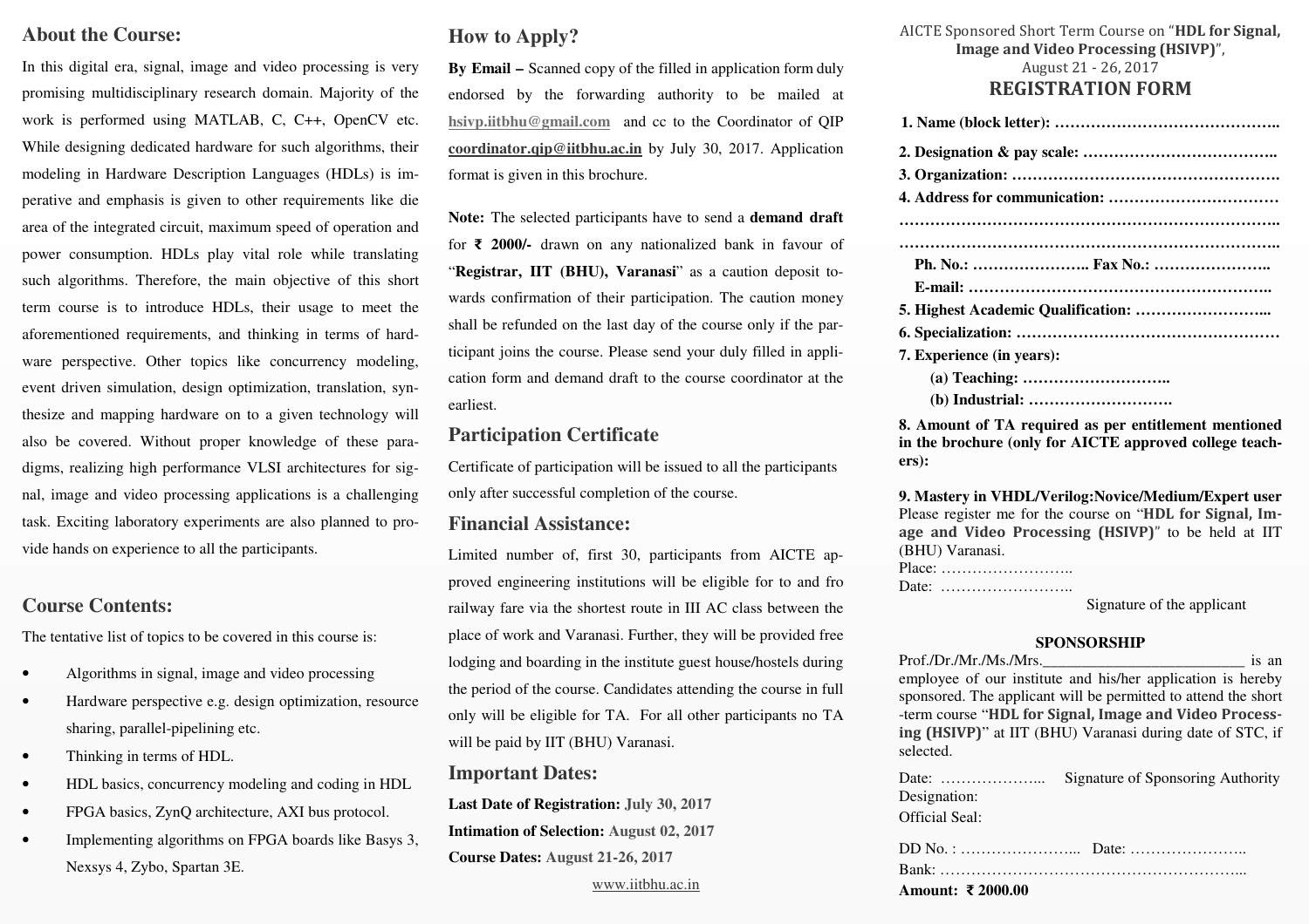## About the Course:

In this digital era, signal, image and video processing is very promising multidisciplinary research domain. Majority of the work is performed using MATLAB, C, C++, OpenCV etc. While designing dedicated hardware for such algorithms, their modeling in Hardware Description Languages (HDLs) is imperative and emphasis is given to other requirements like die area of the integrated circuit, maximum speed of operation and power consumption. HDLs play vital role while translating such algorithms. Therefore, the main objective of this short term course is to introduce HDLs, their usage to meet the aforementioned requirements, and thinking in terms of hardware perspective. Other topics like concurrency modeling, event driven simulation, design optimization, translation, synthesize and mapping hardware on to a given technology will also be covered. Without proper knowledge of these paradigms, realizing high performance VLSI architectures for signal, image and video processing applications is a challenging task. Exciting laboratory experiments are also planned to provide hands on experience to all the participants.

## Course Contents:

The tentative list of topics to be covered in this course is:

- Algorithms in signal, image and video processing
- Hardware perspective e.g. design optimization, resource sharing, parallel-pipelining etc.
- Thinking in terms of HDL.
- HDL basics, concurrency modeling and coding in HDL
- FPGA basics, ZynQ architecture, AXI bus protocol.
- Implementing algorithms on FPGA boards like Basys 3, Nexsys 4, Zybo, Spartan 3E.

## How to Apply?

**By Email –** Scanned copy of the filled in application form duly endorsed by the forwarding authority to be mailed at **hsivp.iitbhu@gmail.com** and cc to the Coordinator of QIP **coordinator.qip@iitbhu.ac.in** by July 30, 2017. Application format is given in this brochure.

**Note:** The selected participants have to send a **demand draft** for **₹ 2000/-** drawn on any nationalized bank in favour of "**Registrar, IIT (BHU), Varanasi**" as a caution deposit towards confirmation of their participation. The caution money shall be refunded on the last day of the course only if the participant joins the course. Please send your duly filled in application form and demand draft to the course coordinator at the earliest.

## Participation Certificate

Certificate of participation will be issued to all the participants only after successful completion of the course.

## Financial Assistance:

Limited number of, first 30, participants from AICTE approved engineering institutions will be eligible for to and fro railway fare via the shortest route in III AC class between the place of work and Varanasi. Further, they will be provided free lodging and boarding in the institute guest house/hostels during the period of the course. Candidates attending the course in full only will be eligible for TA. For all other participants no TA will be paid by IIT (BHU) Varanasi.

## Important Dates:

**Last Date of Registration:** July 30, 2017

**Intimation of Selection:** August 02, 2017

**Course Dates:** August 21-26, 2017

www.iitbhu.ac.in

AICTE Sponsored Short Term Course on "**HDL for Signal, Image and Video Processing (HSIVP)**",
August 21 - 26, 2017

## REGISTRATION FORM

**1. Name (block letter): ……………………………………..**

**2. Designation & pay scale: ………………………………..**

**3. Organization: …………………………………………….**

**4. Address for communication: ……………………………**

**……………………………………………………………….**

**……………………………………………………………….**

**Ph. No.: ………………….. Fax No.: …………………..**

**E-mail: ………………………………………………….**

**5. Highest Academic Qualification: ……………………...**

**6. Specialization: ……………………………………………**

**7. Experience (in years):**

**(a) Teaching: ………………………..**

**(b) Industrial: ……………………….**

**8. Amount of TA required as per entitlement mentioned in the brochure (only for AICTE approved college teachers):**

**9. Mastery in VHDL/Verilog:Novice/Medium/Expert user**

Please register me for the course on "**HDL for Signal, Image and Video Processing (HSIVP)**" to be held at IIT (BHU) Varanasi.

Place: ……………………..

Date: ……………………..

Signature of the applicant

**SPONSORSHIP**

Prof./Dr./Mr./Ms./Mrs.__________________________ is an employee of our institute and his/her application is hereby sponsored. The applicant will be permitted to attend the short -term course "**HDL for Signal, Image and Video Processing (HSIVP)**" at IIT (BHU) Varanasi during date of STC, if selected.

Date: ………………... Signature of Sponsoring Authority

Designation:

Official Seal:

DD No. : …………………... Date: …………………..

Bank: …………………………………………………...

**Amount: ₹ 2000.00**